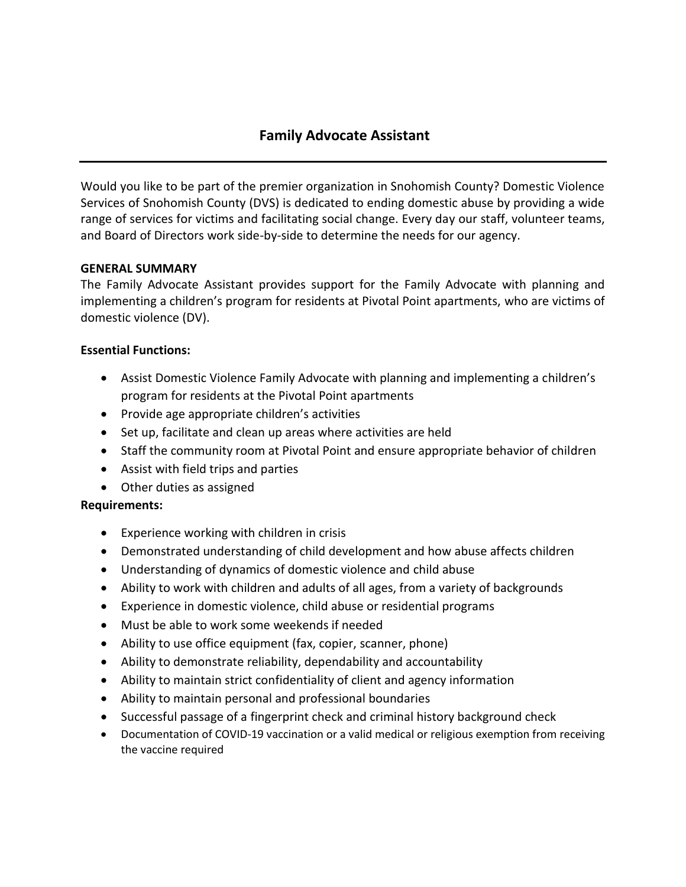# Family Advocate Assistant

---

Would you like to be part of the premier organization in Snohomish County? Domestic Violence Services of Snohomish County (DVS) is dedicated to ending domestic abuse by providing a wide range of services for victims and facilitating social change. Every day our staff, volunteer teams, and Board of Directors work side-by-side to determine the needs for our agency.

**GENERAL SUMMARY**

The Family Advocate Assistant provides support for the Family Advocate with planning and implementing a children's program for residents at Pivotal Point apartments, who are victims of domestic violence (DV).

**Essential Functions:**

- Assist Domestic Violence Family Advocate with planning and implementing a children's program for residents at the Pivotal Point apartments
- Provide age appropriate children's activities
- Set up, facilitate and clean up areas where activities are held
- Staff the community room at Pivotal Point and ensure appropriate behavior of children
- Assist with field trips and parties
- Other duties as assigned

**Requirements:**

- Experience working with children in crisis
- Demonstrated understanding of child development and how abuse affects children
- Understanding of dynamics of domestic violence and child abuse
- Ability to work with children and adults of all ages, from a variety of backgrounds
- Experience in domestic violence, child abuse or residential programs
- Must be able to work some weekends if needed
- Ability to use office equipment (fax, copier, scanner, phone)
- Ability to demonstrate reliability, dependability and accountability
- Ability to maintain strict confidentiality of client and agency information
- Ability to maintain personal and professional boundaries
- Successful passage of a fingerprint check and criminal history background check
- Documentation of COVID-19 vaccination or a valid medical or religious exemption from receiving the vaccine required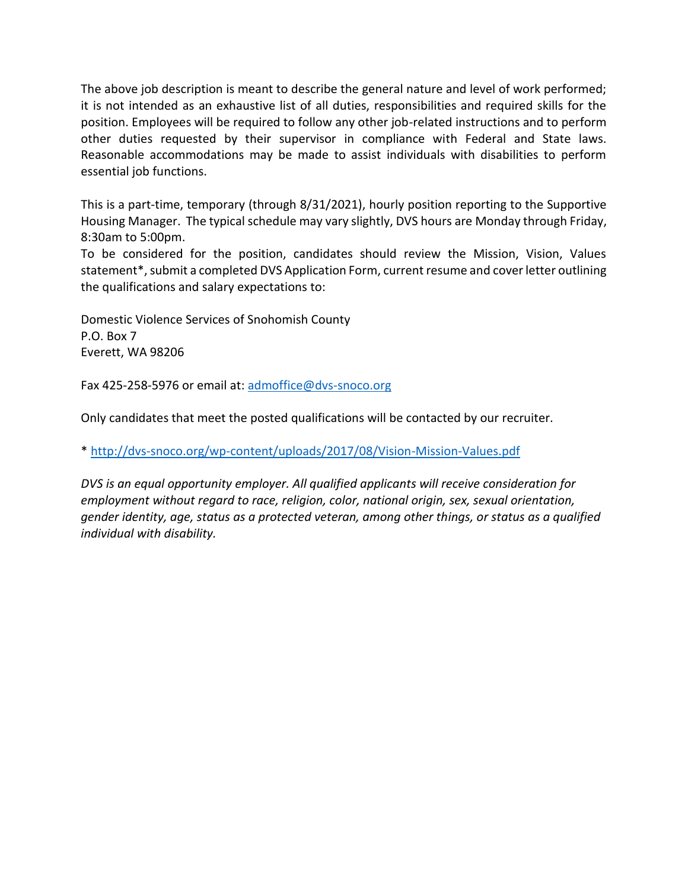The above job description is meant to describe the general nature and level of work performed; it is not intended as an exhaustive list of all duties, responsibilities and required skills for the position. Employees will be required to follow any other job-related instructions and to perform other duties requested by their supervisor in compliance with Federal and State laws. Reasonable accommodations may be made to assist individuals with disabilities to perform essential job functions.

This is a part-time, temporary (through 8/31/2021), hourly position reporting to the Supportive Housing Manager. The typical schedule may vary slightly, DVS hours are Monday through Friday, 8:30am to 5:00pm.

To be considered for the position, candidates should review the Mission, Vision, Values statement*, submit a completed DVS Application Form, current resume and cover letter outlining the qualifications and salary expectations to:

Domestic Violence Services of Snohomish County
P.O. Box 7
Everett, WA 98206

Fax 425-258-5976 or email at: admoffice@dvs-snoco.org

Only candidates that meet the posted qualifications will be contacted by our recruiter.

* http://dvs-snoco.org/wp-content/uploads/2017/08/Vision-Mission-Values.pdf

*DVS is an equal opportunity employer. All qualified applicants will receive consideration for employment without regard to race, religion, color, national origin, sex, sexual orientation, gender identity, age, status as a protected veteran, among other things, or status as a qualified individual with disability.*